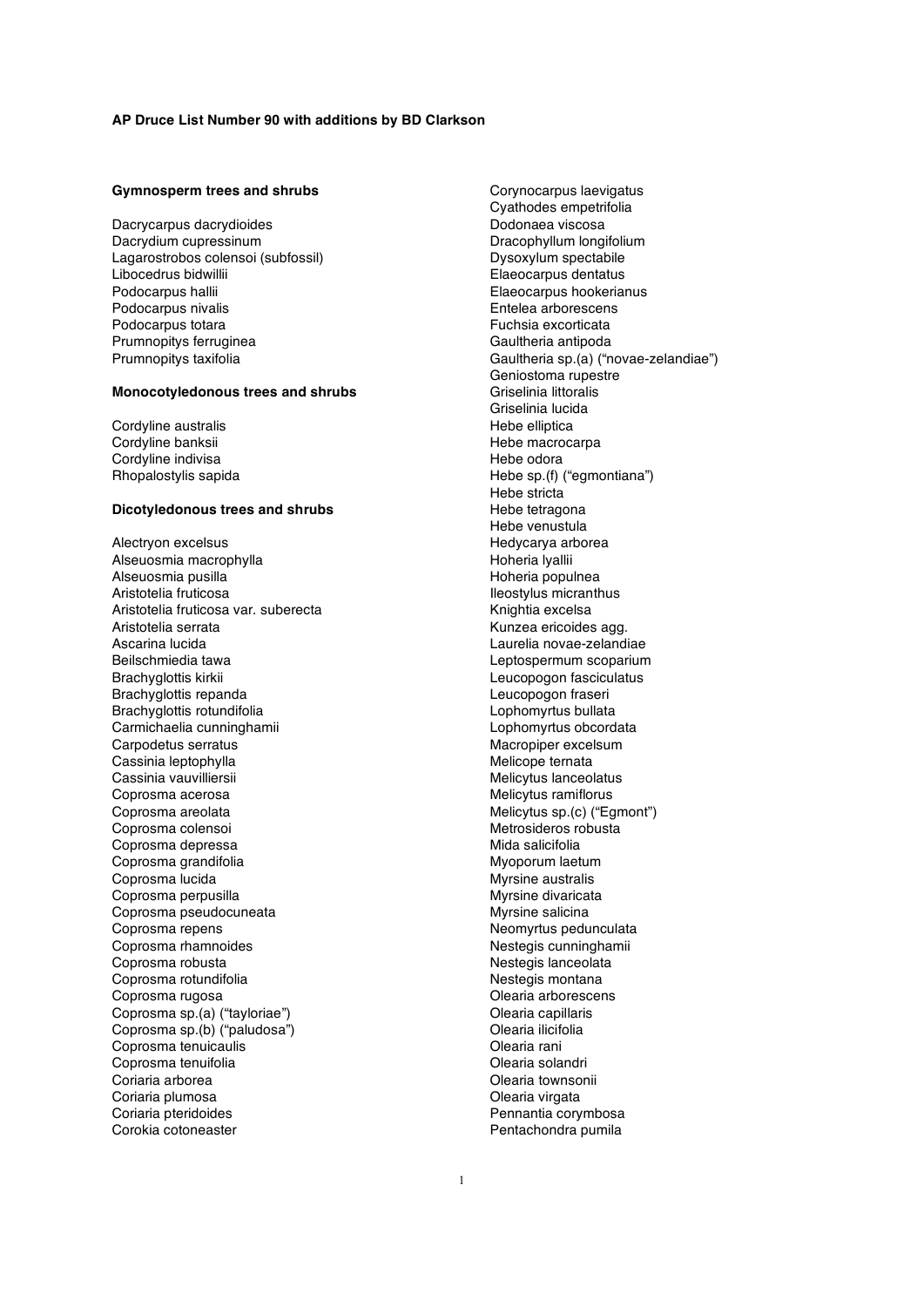**AP Druce List Number 90 with additions by BD Clarkson**

**Gymnosperm trees and shrubs**

Dacrycarpus dacrydioides
Dacrydium cupressinum
Lagarostrobos colensoi (subfossil)
Libocedrus bidwillii
Podocarpus hallii
Podocarpus nivalis
Podocarpus totara
Prumnopitys ferruginea
Prumnopitys taxifolia

**Monocotyledonous trees and shrubs**

Cordyline australis
Cordyline banksii
Cordyline indivisa
Rhopalostylis sapida

**Dicotyledonous trees and shrubs**

Alectryon excelsus
Alseuosmia macrophylla
Alseuosmia pusilla
Aristotelia fruticosa
Aristotelia fruticosa var. suberecta
Aristotelia serrata
Ascarina lucida
Beilschmiedia tawa
Brachyglottis kirkii
Brachyglottis repanda
Brachyglottis rotundifolia
Carmichaelia cunninghamii
Carpodetus serratus
Cassinia leptophylla
Cassinia vauvilliersii
Coprosma acerosa
Coprosma areolata
Coprosma colensoi
Coprosma depressa
Coprosma grandifolia
Coprosma lucida
Coprosma perpusilla
Coprosma pseudocuneata
Coprosma repens
Coprosma rhamnoides
Coprosma robusta
Coprosma rotundifolia
Coprosma rugosa
Coprosma sp.(a) ("tayloriae")
Coprosma sp.(b) ("paludosa")
Coprosma tenuicaulis
Coprosma tenuifolia
Coriaria arborea
Coriaria plumosa
Coriaria pteridoides
Corokia cotoneaster
Corynocarpus laevigatus
Cyathodes empetrifolia
Dodonaea viscosa
Dracophyllum longifolium
Dysoxylum spectabile
Elaeocarpus dentatus
Elaeocarpus hookerianus
Entelea arborescens
Fuchsia excorticata
Gaultheria antipoda
Gaultheria sp.(a) ("novae-zelandiae")
Geniostoma rupestre
Griselinia littoralis
Griselinia lucida
Hebe elliptica
Hebe macrocarpa
Hebe odora
Hebe sp.(f) ("egmontiana")
Hebe stricta
Hebe tetragona
Hebe venustula
Hedycarya arborea
Hoheria lyallii
Hoheria populnea
Ileostylus micranthus
Knightia excelsa
Kunzea ericoides agg.
Laurelia novae-zelandiae
Leptospermum scoparium
Leucopogon fasciculatus
Leucopogon fraseri
Lophomyrtus bullata
Lophomyrtus obcordata
Macropiper excelsum
Melicope ternata
Melicytus lanceolatus
Melicytus ramiflorus
Melicytus sp.(c) ("Egmont")
Metrosideros robusta
Mida salicifolia
Myoporum laetum
Myrsine australis
Myrsine divaricata
Myrsine salicina
Neomyrtus pedunculata
Nestegis cunninghamii
Nestegis lanceolata
Nestegis montana
Olearia arborescens
Olearia capillaris
Olearia ilicifolia
Olearia rani
Olearia solandri
Olearia townsonii
Olearia virgata
Pennantia corymbosa
Pentachondra pumila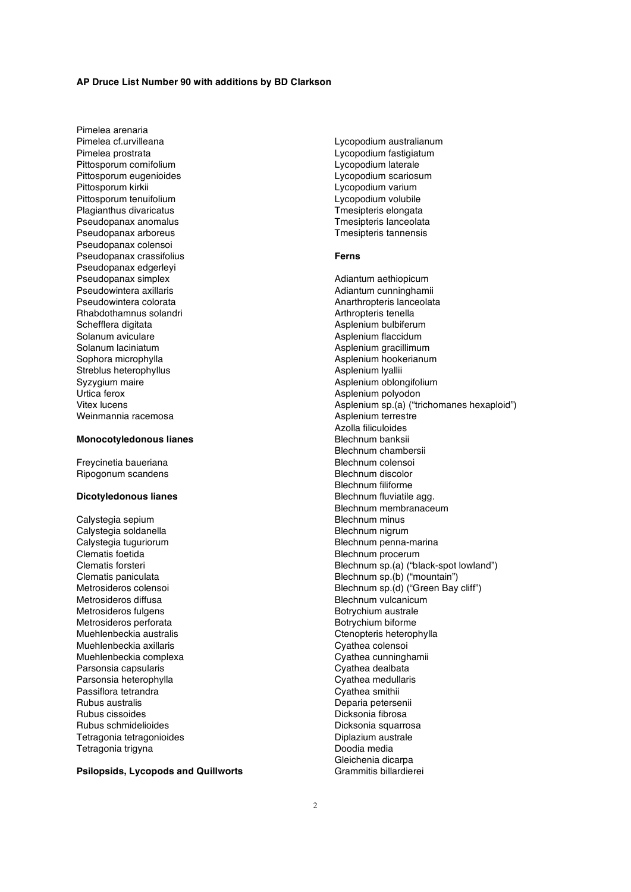**AP Druce List Number 90 with additions by BD Clarkson**

Pimelea arenaria
Pimelea cf.urvilleana
Pimelea prostrata
Pittosporum cornifolium
Pittosporum eugenioides
Pittosporum kirkii
Pittosporum tenuifolium
Plagianthus divaricatus
Pseudopanax anomalus
Pseudopanax arboreus
Pseudopanax colensoi
Pseudopanax crassifolius
Pseudopanax edgerleyi
Pseudopanax simplex
Pseudowintera axillaris
Pseudowintera colorata
Rhabdothamnus solandri
Schefflera digitata
Solanum aviculare
Solanum laciniatum
Sophora microphylla
Streblus heterophyllus
Syzygium maire
Urtica ferox
Vitex lucens
Weinmannia racemosa

**Monocotyledonous lianes**

Freycinetia baueriana
Ripogonum scandens

**Dicotyledonous lianes**

Calystegia sepium
Calystegia soldanella
Calystegia tuguriorum
Clematis foetida
Clematis forsteri
Clematis paniculata
Metrosideros colensoi
Metrosideros diffusa
Metrosideros fulgens
Metrosideros perforata
Muehlenbeckia australis
Muehlenbeckia axillaris
Muehlenbeckia complexa
Parsonsia capsularis
Parsonsia heterophylla
Passiflora tetrandra
Rubus australis
Rubus cissoides
Rubus schmidelioides
Tetragonia tetragonioides
Tetragonia trigyna

**Psilopsids, Lycopods and Quillworts**

Lycopodium australianum
Lycopodium fastigiatum
Lycopodium laterale
Lycopodium scariosum
Lycopodium varium
Lycopodium volubile
Tmesipteris elongata
Tmesipteris lanceolata
Tmesipteris tannensis

**Ferns**

Adiantum aethiopicum
Adiantum cunninghamii
Anarthropteris lanceolata
Arthropteris tenella
Asplenium bulbiferum
Asplenium flaccidum
Asplenium gracillimum
Asplenium hookerianum
Asplenium lyallii
Asplenium oblongifolium
Asplenium polyodon
Asplenium sp.(a) ("trichomanes hexaploid")
Asplenium terrestre
Azolla filiculoides
Blechnum banksii
Blechnum chambersii
Blechnum colensoi
Blechnum discolor
Blechnum filiforme
Blechnum fluviatile agg.
Blechnum membranaceum
Blechnum minus
Blechnum nigrum
Blechnum penna-marina
Blechnum procerum
Blechnum sp.(a) ("black-spot lowland")
Blechnum sp.(b) ("mountain")
Blechnum sp.(d) ("Green Bay cliff")
Blechnum vulcanicum
Botrychium australe
Botrychium biforme
Ctenopteris heterophylla
Cyathea colensoi
Cyathea cunninghamii
Cyathea dealbata
Cyathea medullaris
Cyathea smithii
Deparia petersenii
Dicksonia fibrosa
Dicksonia squarrosa
Diplazium australe
Doodia media
Gleichenia dicarpa
Grammitis billardierei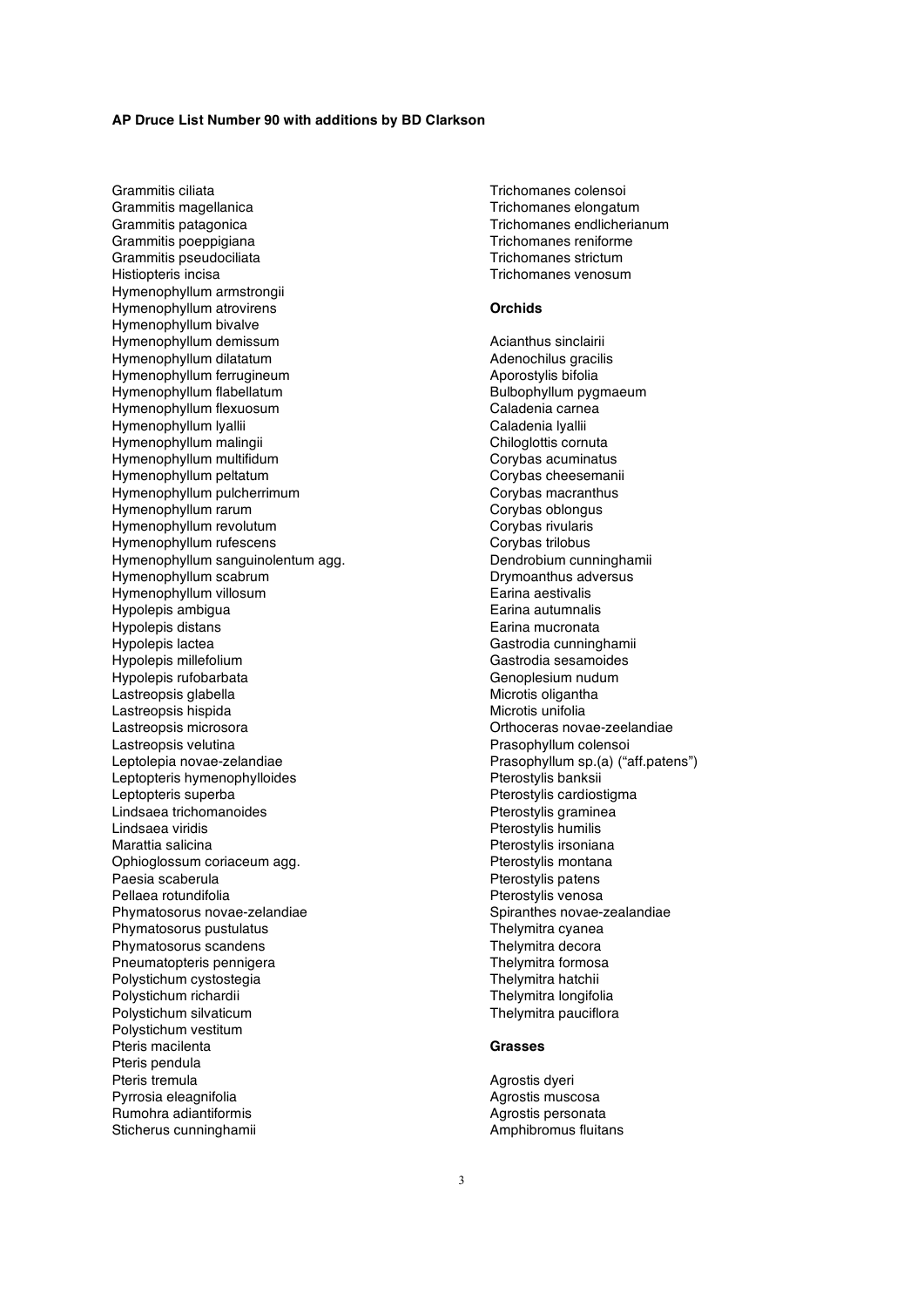**AP Druce List Number 90 with additions by BD Clarkson**

Grammitis ciliata
Grammitis magellanica
Grammitis patagonica
Grammitis poeppigiana
Grammitis pseudociliata
Histiopteris incisa
Hymenophyllum armstrongii
Hymenophyllum atrovirens
Hymenophyllum bivalve
Hymenophyllum demissum
Hymenophyllum dilatatum
Hymenophyllum ferrugineum
Hymenophyllum flabellatum
Hymenophyllum flexuosum
Hymenophyllum lyallii
Hymenophyllum malingii
Hymenophyllum multifidum
Hymenophyllum peltatum
Hymenophyllum pulcherrimum
Hymenophyllum rarum
Hymenophyllum revolutum
Hymenophyllum rufescens
Hymenophyllum sanguinolentum agg.
Hymenophyllum scabrum
Hymenophyllum villosum
Hypolepis ambigua
Hypolepis distans
Hypolepis lactea
Hypolepis millefolium
Hypolepis rufobarbata
Lastreopsis glabella
Lastreopsis hispida
Lastreopsis microsora
Lastreopsis velutina
Leptolepia novae-zelandiae
Leptopteris hymenophylloides
Leptopteris superba
Lindsaea trichomanoides
Lindsaea viridis
Marattia salicina
Ophioglossum coriaceum agg.
Paesia scaberula
Pellaea rotundifolia
Phymatosorus novae-zelandiae
Phymatosorus pustulatus
Phymatosorus scandens
Pneumatopteris pennigera
Polystichum cystostegia
Polystichum richardii
Polystichum silvaticum
Polystichum vestitum
Pteris macilenta
Pteris pendula
Pteris tremula
Pyrrosia eleagnifolia
Rumohra adiantiformis
Sticherus cunninghamii
Trichomanes colensoi
Trichomanes elongatum
Trichomanes endlicherianum
Trichomanes reniforme
Trichomanes strictum
Trichomanes venosum

**Orchids**

Acianthus sinclairii
Adenochilus gracilis
Aporostylis bifolia
Bulbophyllum pygmaeum
Caladenia carnea
Caladenia lyallii
Chiloglottis cornuta
Corybas acuminatus
Corybas cheesemanii
Corybas macranthus
Corybas oblongus
Corybas rivularis
Corybas trilobus
Dendrobium cunninghamii
Drymoanthus adversus
Earina aestivalis
Earina autumnalis
Earina mucronata
Gastrodia cunninghamii
Gastrodia sesamoides
Genoplesium nudum
Microtis oligantha
Microtis unifolia
Orthoceras novae-zeelandiae
Prasophyllum colensoi
Prasophyllum sp.(a) ("aff.patens")
Pterostylis banksii
Pterostylis cardiostigma
Pterostylis graminea
Pterostylis humilis
Pterostylis irsoniana
Pterostylis montana
Pterostylis patens
Pterostylis venosa
Spiranthes novae-zealandiae
Thelymitra cyanea
Thelymitra decora
Thelymitra formosa
Thelymitra hatchii
Thelymitra longifolia
Thelymitra pauciflora

**Grasses**

Agrostis dyeri
Agrostis muscosa
Agrostis personata
Amphibromus fluitans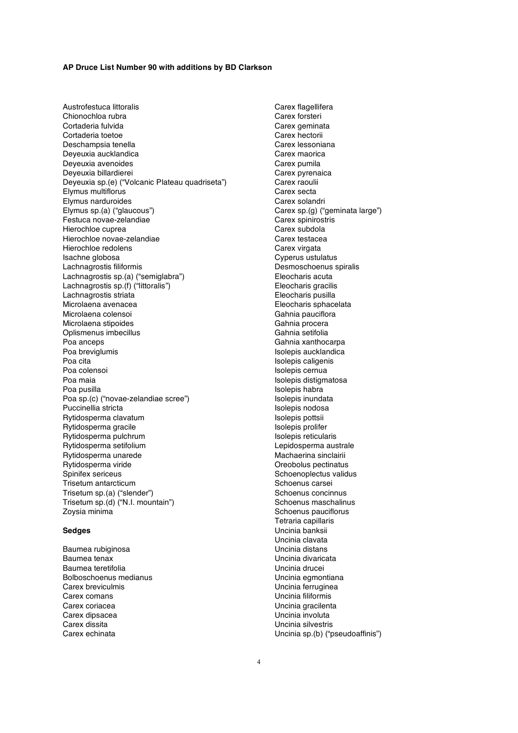**AP Druce List Number 90 with additions by BD Clarkson**

Austrofestuca littoralis
Chionochloa rubra
Cortaderia fulvida
Cortaderia toetoe
Deschampsia tenella
Deyeuxia aucklandica
Deyeuxia avenoides
Deyeuxia billardierei
Deyeuxia sp.(e) ("Volcanic Plateau quadriseta")
Elymus multiflorus
Elymus narduroides
Elymus sp.(a) ("glaucous")
Festuca novae-zelandiae
Hierochloe cuprea
Hierochloe novae-zelandiae
Hierochloe redolens
Isachne globosa
Lachnagrostis filiformis
Lachnagrostis sp.(a) ("semiglabra")
Lachnagrostis sp.(f) ("littoralis")
Lachnagrostis striata
Microlaena avenacea
Microlaena colensoi
Microlaena stipoides
Oplismenus imbecillus
Poa anceps
Poa breviglumis
Poa cita
Poa colensoi
Poa maia
Poa pusilla
Poa sp.(c) ("novae-zelandiae scree")
Puccinellia stricta
Rytidosperma clavatum
Rytidosperma gracile
Rytidosperma pulchrum
Rytidosperma setifolium
Rytidosperma unarede
Rytidosperma viride
Spinifex sericeus
Trisetum antarcticum
Trisetum sp.(a) ("slender")
Trisetum sp.(d) ("N.I. mountain")
Zoysia minima

**Sedges**

Baumea rubiginosa
Baumea tenax
Baumea teretifolia
Bolboschoenus medianus
Carex breviculmis
Carex comans
Carex coriacea
Carex dipsacea
Carex dissita
Carex echinata
Carex flagellifera
Carex forsteri
Carex geminata
Carex hectorii
Carex lessoniana
Carex maorica
Carex pumila
Carex pyrenaica
Carex raoulii
Carex secta
Carex solandri
Carex sp.(g) ("geminata large")
Carex spinirostris
Carex subdola
Carex testacea
Carex virgata
Cyperus ustulatus
Desmoschoenus spiralis
Eleocharis acuta
Eleocharis gracilis
Eleocharis pusilla
Eleocharis sphacelata
Gahnia pauciflora
Gahnia procera
Gahnia setifolia
Gahnia xanthocarpa
Isolepis aucklandica
Isolepis caligenis
Isolepis cernua
Isolepis distigmatosa
Isolepis habra
Isolepis inundata
Isolepis nodosa
Isolepis pottsii
Isolepis prolifer
Isolepis reticularis
Lepidosperma australe
Machaerina sinclairii
Oreobolus pectinatus
Schoenoplectus validus
Schoenus carsei
Schoenus concinnus
Schoenus maschalinus
Schoenus pauciflorus
Tetraria capillaris
Uncinia banksii
Uncinia clavata
Uncinia distans
Uncinia divaricata
Uncinia drucei
Uncinia egmontiana
Uncinia ferruginea
Uncinia filiformis
Uncinia gracilenta
Uncinia involuta
Uncinia silvestris
Uncinia sp.(b) ("pseudoaffinis")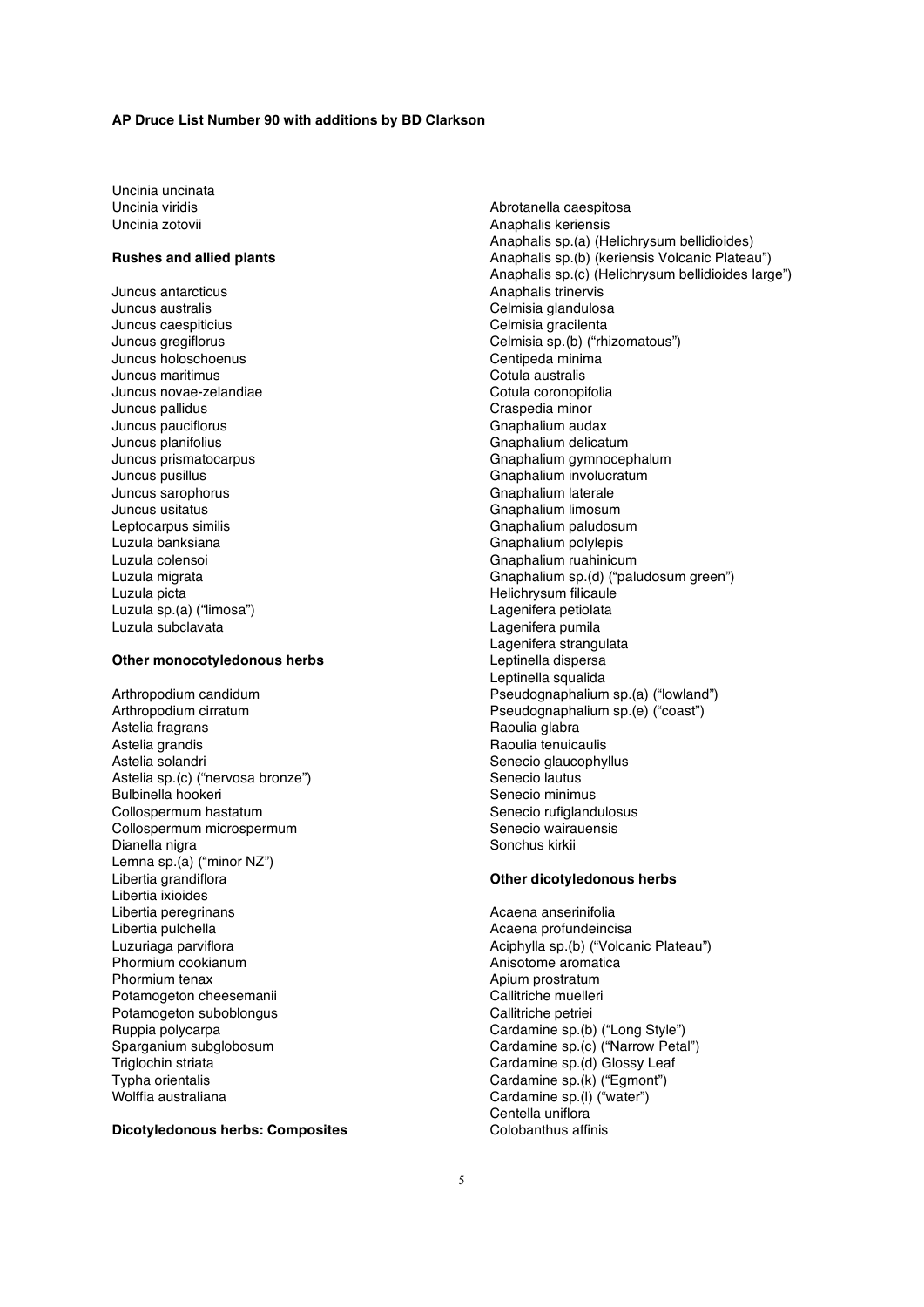**AP Druce List Number 90 with additions by BD Clarkson**

Uncinia uncinata
Uncinia viridis
Uncinia zotovii

**Rushes and allied plants**

Juncus antarcticus
Juncus australis
Juncus caespiticius
Juncus gregiflorus
Juncus holoschoenus
Juncus maritimus
Juncus novae-zelandiae
Juncus pallidus
Juncus pauciflorus
Juncus planifolius
Juncus prismatocarpus
Juncus pusillus
Juncus sarophorus
Juncus usitatus
Leptocarpus similis
Luzula banksiana
Luzula colensoi
Luzula migrata
Luzula picta
Luzula sp.(a) ("limosa")
Luzula subclavata

**Other monocotyledonous herbs**

Arthropodium candidum
Arthropodium cirratum
Astelia fragrans
Astelia grandis
Astelia solandri
Astelia sp.(c) ("nervosa bronze")
Bulbinella hookeri
Collospermum hastatum
Collospermum microspermum
Dianella nigra
Lemna sp.(a) ("minor NZ")
Libertia grandiflora
Libertia ixioides
Libertia peregrinans
Libertia pulchella
Luzuriaga parviflora
Phormium cookianum
Phormium tenax
Potamogeton cheesemanii
Potamogeton suboblongus
Ruppia polycarpa
Sparganium subglobosum
Triglochin striata
Typha orientalis
Wolffia australiana

**Dicotyledonous herbs: Composites**

Abrotanella caespitosa
Anaphalis keriensis
Anaphalis sp.(a) (Helichrysum bellidioides)
Anaphalis sp.(b) (keriensis Volcanic Plateau")
Anaphalis sp.(c) (Helichrysum bellidioides large")
Anaphalis trinervis
Celmisia glandulosa
Celmisia gracilenta
Celmisia sp.(b) ("rhizomatous")
Centipeda minima
Cotula australis
Cotula coronopifolia
Craspedia minor
Gnaphalium audax
Gnaphalium delicatum
Gnaphalium gymnocephalum
Gnaphalium involucratum
Gnaphalium laterale
Gnaphalium limosum
Gnaphalium paludosum
Gnaphalium polylepis
Gnaphalium ruahinicum
Gnaphalium sp.(d) ("paludosum green")
Helichrysum filicaule
Lagenifera petiolata
Lagenifera pumila
Lagenifera strangulata
Leptinella dispersa
Leptinella squalida
Pseudognaphalium sp.(a) ("lowland")
Pseudognaphalium sp.(e) ("coast")
Raoulia glabra
Raoulia tenuicaulis
Senecio glaucophyllus
Senecio lautus
Senecio minimus
Senecio rufiglandulosus
Senecio wairauensis
Sonchus kirkii

**Other dicotyledonous herbs**

Acaena anserinifolia
Acaena profundeincisa
Aciphylla sp.(b) ("Volcanic Plateau")
Anisotome aromatica
Apium prostratum
Callitriche muelleri
Callitriche petriei
Cardamine sp.(b) ("Long Style")
Cardamine sp.(c) ("Narrow Petal")
Cardamine sp.(d) Glossy Leaf
Cardamine sp.(k) ("Egmont")
Cardamine sp.(l) ("water")
Centella uniflora
Colobanthus affinis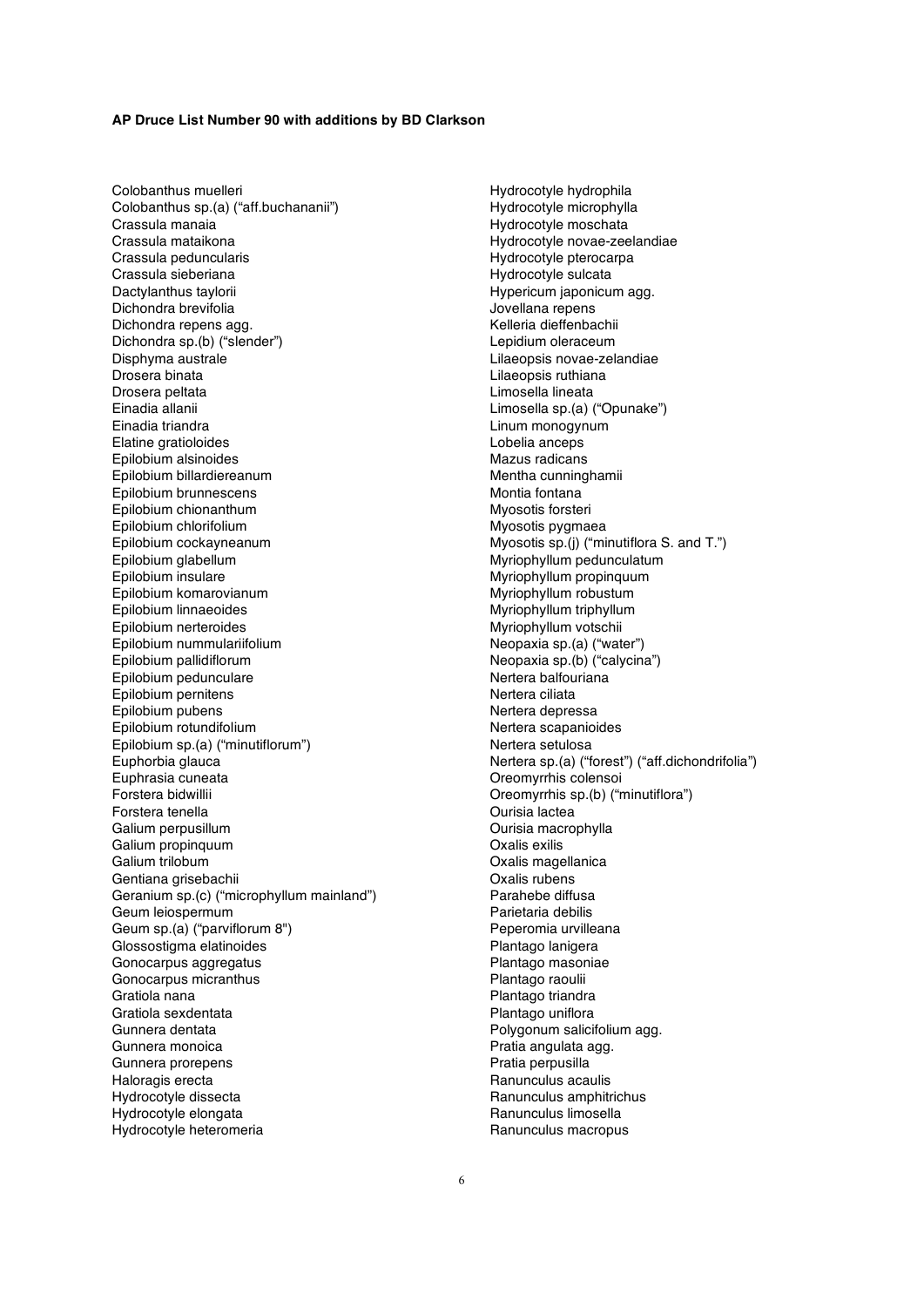**AP Druce List Number 90 with additions by BD Clarkson**

Colobanthus muelleri
Colobanthus sp.(a) ("aff.buchananii")
Crassula manaia
Crassula mataikona
Crassula peduncularis
Crassula sieberiana
Dactylanthus taylorii
Dichondra brevifolia
Dichondra repens agg.
Dichondra sp.(b) ("slender")
Disphyma australe
Drosera binata
Drosera peltata
Einadia allanii
Einadia triandra
Elatine gratioloides
Epilobium alsinoides
Epilobium billardiereanum
Epilobium brunnescens
Epilobium chionanthum
Epilobium chlorifolium
Epilobium cockayneanum
Epilobium glabellum
Epilobium insulare
Epilobium komarovianum
Epilobium linnaeoides
Epilobium nerteroides
Epilobium nummulariifolium
Epilobium pallidiflorum
Epilobium pedunculare
Epilobium pernitens
Epilobium pubens
Epilobium rotundifolium
Epilobium sp.(a) ("minutiflorum")
Euphorbia glauca
Euphrasia cuneata
Forstera bidwillii
Forstera tenella
Galium perpusillum
Galium propinquum
Galium trilobum
Gentiana grisebachii
Geranium sp.(c) ("microphyllum mainland")
Geum leiospermum
Geum sp.(a) ("parviflorum 8")
Glossostigma elatinoides
Gonocarpus aggregatus
Gonocarpus micranthus
Gratiola nana
Gratiola sexdentata
Gunnera dentata
Gunnera monoica
Gunnera prorepens
Haloragis erecta
Hydrocotyle dissecta
Hydrocotyle elongata
Hydrocotyle heteromeria
Hydrocotyle hydrophila
Hydrocotyle microphylla
Hydrocotyle moschata
Hydrocotyle novae-zeelandiae
Hydrocotyle pterocarpa
Hydrocotyle sulcata
Hypericum japonicum agg.
Jovellana repens
Kelleria dieffenbachii
Lepidium oleraceum
Lilaeopsis novae-zelandiae
Lilaeopsis ruthiana
Limosella lineata
Limosella sp.(a) ("Opunake")
Linum monogynum
Lobelia anceps
Mazus radicans
Mentha cunninghamii
Montia fontana
Myosotis forsteri
Myosotis pygmaea
Myosotis sp.(j) ("minutiflora S. and T.")
Myriophyllum pedunculatum
Myriophyllum propinquum
Myriophyllum robustum
Myriophyllum triphyllum
Myriophyllum votschii
Neopaxia sp.(a) ("water")
Neopaxia sp.(b) ("calycina")
Nertera balfouriana
Nertera ciliata
Nertera depressa
Nertera scapanioides
Nertera setulosa
Nertera sp.(a) ("forest") ("aff.dichondrifolia")
Oreomyrrhis colensoi
Oreomyrrhis sp.(b) ("minutiflora")
Ourisia lactea
Ourisia macrophylla
Oxalis exilis
Oxalis magellanica
Oxalis rubens
Parahebe diffusa
Parietaria debilis
Peperomia urvilleana
Plantago lanigera
Plantago masoniae
Plantago raoulii
Plantago triandra
Plantago uniflora
Polygonum salicifolium agg.
Pratia angulata agg.
Pratia perpusilla
Ranunculus acaulis
Ranunculus amphitrichus
Ranunculus limosella
Ranunculus macropus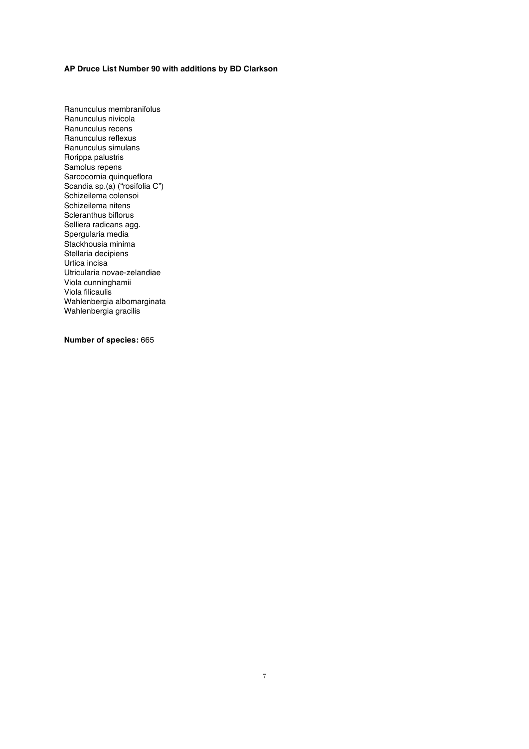**AP Druce List Number 90 with additions by BD Clarkson**

Ranunculus membranifolus
Ranunculus nivicola
Ranunculus recens
Ranunculus reflexus
Ranunculus simulans
Rorippa palustris
Samolus repens
Sarcocornia quinqueflora
Scandia sp.(a) ("rosifolia C")
Schizeilema colensoi
Schizeilema nitens
Scleranthus biflorus
Selliera radicans agg.
Spergularia media
Stackhousia minima
Stellaria decipiens
Urtica incisa
Utricularia novae-zelandiae
Viola cunninghamii
Viola filicaulis
Wahlenbergia albomarginata
Wahlenbergia gracilis

**Number of species:** 665